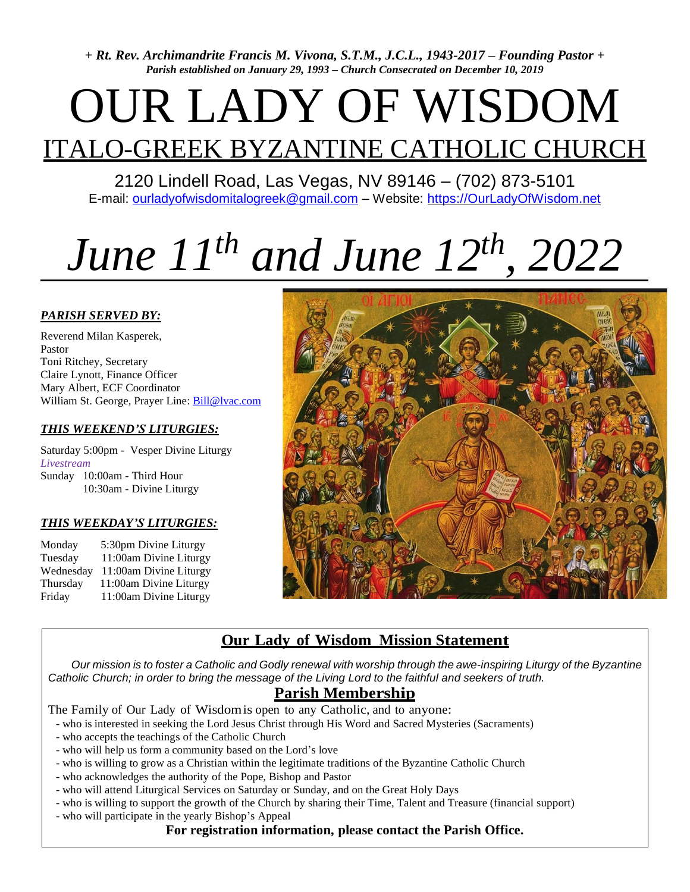*+ Rt. Rev. Archimandrite Francis M. Vivona, S.T.M., J.C.L., 1943-2017 – Founding Pastor +*
*Parish established on January 29, 1993 – Church Consecrated on December 10, 2019*

# OUR LADY OF WISDOM

## ITALO-GREEK BYZANTINE CATHOLIC CHURCH

2120 Lindell Road, Las Vegas, NV 89146 – (702) 873-5101
E-mail: ourladyofwisdomitalogreek@gmail.com – Website: https://OurLadyOfWisdom.net

# *June 11th and June 12th, 2022*

### *PARISH SERVED BY:*

Reverend Milan Kasperek, Pastor
Toni Ritchey, Secretary
Claire Lynott, Finance Officer
Mary Albert, ECF Coordinator
William St. George, Prayer Line: Bill@lvac.com

### *THIS WEEKEND'S LITURGIES:*

Saturday 5:00pm - Vesper Divine Liturgy
*Livestream*
Sunday 10:00am - Third Hour
10:30am - Divine Liturgy

### *THIS WEEKDAY'S LITURGIES:*

| | |
|---|---|
| Monday | 5:30pm Divine Liturgy |
| Tuesday | 11:00am Divine Liturgy |
| Wednesday | 11:00am Divine Liturgy |
| Thursday | 11:00am Divine Liturgy |
| Friday | 11:00am Divine Liturgy |

## Our Lady of Wisdom Mission Statement

*Our mission is to foster a Catholic and Godly renewal with worship through the awe-inspiring Liturgy of the Byzantine Catholic Church; in order to bring the message of the Living Lord to the faithful and seekers of truth.*

## Parish Membership

The Family of Our Lady of Wisdom is open to any Catholic, and to anyone:

- who is interested in seeking the Lord Jesus Christ through His Word and Sacred Mysteries (Sacraments)
- who accepts the teachings of the Catholic Church
- who will help us form a community based on the Lord's love
- who is willing to grow as a Christian within the legitimate traditions of the Byzantine Catholic Church
- who acknowledges the authority of the Pope, Bishop and Pastor
- who will attend Liturgical Services on Saturday or Sunday, and on the Great Holy Days
- who is willing to support the growth of the Church by sharing their Time, Talent and Treasure (financial support)
- who will participate in the yearly Bishop's Appeal

**For registration information, please contact the Parish Office.**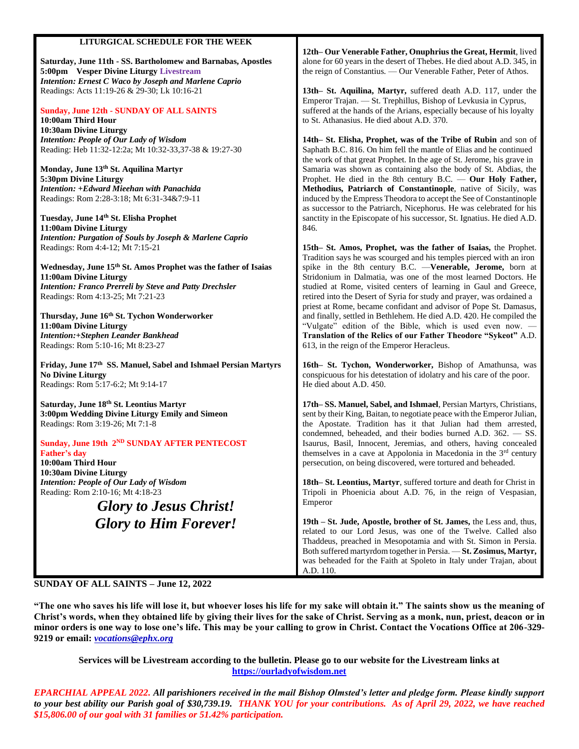## LITURGICAL SCHEDULE FOR THE WEEK

**Saturday, June 11th - SS. Bartholomew and Barnabas, Apostles**
**5:00pm Vesper Divine Liturgy** Livestream
***Intention: Ernest C Waco by Joseph and Marlene Caprio***
Readings: Acts 11:19-26 & 29-30; Lk 10:16-21

**Sunday, June 12th - SUNDAY OF ALL SAINTS**
**10:00am Third Hour**
**10:30am Divine Liturgy**
***Intention: People of Our Lady of Wisdom***
Reading: Heb 11:32-12:2a; Mt 10:32-33,37-38 & 19:27-30

**Monday, June 13th St. Aquilina Martyr**
**5:30pm Divine Liturgy**
***Intention: +Edward Mieehan with Panachida***
Readings: Rom 2:28-3:18; Mt 6:31-34&7:9-11

**Tuesday, June 14th St. Elisha Prophet**
**11:00am Divine Liturgy**
***Intention: Purgation of Souls by Joseph & Marlene Caprio***
Readings: Rom 4:4-12; Mt 7:15-21

**Wednesday, June 15th St. Amos Prophet was the father of Isaias**
**11:00am Divine Liturgy**
***Intention: Franco Prerreli by Steve and Patty Drechsler***
Readings: Rom 4:13-25; Mt 7:21-23

**Thursday, June 16th St. Tychon Wonderworker**
**11:00am Divine Liturgy**
***Intention:+Stephen Leander Bankhead***
Readings: Rom 5:10-16; Mt 8:23-27

**Friday, June 17th SS. Manuel, Sabel and Ishmael Persian Martyrs**
**No Divine Liturgy**
Readings: Rom 5:17-6:2; Mt 9:14-17

**Saturday, June 18th St. Leontius Martyr**
**3:00pm Wedding Divine Liturgy Emily and Simeon**
Readings: Rom 3:19-26; Mt 7:1-8

**Sunday, June 19th 2ND SUNDAY AFTER PENTECOST**
**Father's day**
**10:00am Third Hour**
**10:30am Divine Liturgy**
***Intention: People of Our Lady of Wisdom***
Reading: Rom 2:10-16; Mt 4:18-23

***Glory to Jesus Christ!***
***Glory to Him Forever!***

**12th– Our Venerable Father, Onuphrius the Great, Hermit**, lived alone for 60 years in the desert of Thebes. He died about A.D. 345, in the reign of Constantius. — Our Venerable Father, Peter of Athos.

**13th– St. Aquilina, Martyr,** suffered death A.D. 117, under the Emperor Trajan. — St. Trephillus, Bishop of Levkusia in Cyprus, suffered at the hands of the Arians, especially because of his loyalty to St. Athanasius. He died about A.D. 370.

**14th– St. Elisha, Prophet, was of the Tribe of Rubin** and son of Saphath B.C. 816. On him fell the mantle of Elias and he continued the work of that great Prophet. In the age of St. Jerome, his grave in Samaria was shown as containing also the body of St. Abdias, the Prophet. He died in the 8th century B.C. — **Our Holy Father, Methodius, Patriarch of Constantinople**, native of Sicily, was induced by the Empress Theodora to accept the See of Constantinople as successor to the Patriarch, Nicephorus. He was celebrated for his sanctity in the Episcopate of his successor, St. Ignatius. He died A.D. 846.

**15th– St. Amos, Prophet, was the father of Isaias,** the Prophet. Tradition says he was scourged and his temples pierced with an iron spike in the 8th century B.C. —**Venerable, Jerome,** born at Stridonium in Dalmatia, was one of the most learned Doctors. He studied at Rome, visited centers of learning in Gaul and Greece, retired into the Desert of Syria for study and prayer, was ordained a priest at Rome, became confidant and advisor of Pope St. Damasus, and finally, settled in Bethlehem. He died A.D. 420. He compiled the "Vulgate" edition of the Bible, which is used even now. — **Translation of the Relics of our Father Theodore "Sykeot"** A.D. 613, in the reign of the Emperor Heracleus.

**16th– St. Tychon, Wonderworker,** Bishop of Amathunsa, was conspicuous for his detestation of idolatry and his care of the poor. He died about A.D. 450.

**17th– SS. Manuel, Sabel, and Ishmael**, Persian Martyrs, Christians, sent by their King, Baitan, to negotiate peace with the Emperor Julian, the Apostate. Tradition has it that Julian had them arrested, condemned, beheaded, and their bodies burned A.D. 362. — SS. Isaurus, Basil, Innocent, Jeremias, and others, having concealed themselves in a cave at Appolonia in Macedonia in the 3rd century persecution, on being discovered, were tortured and beheaded.

**18th– St. Leontius, Martyr**, suffered torture and death for Christ in Tripoli in Phoenicia about A.D. 76, in the reign of Vespasian, Emperor

**19th – St. Jude, Apostle, brother of St. James,** the Less and, thus, related to our Lord Jesus, was one of the Twelve. Called also Thaddeus, preached in Mesopotamia and with St. Simon in Persia. Both suffered martyrdom together in Persia. — **St. Zosimus, Martyr,** was beheaded for the Faith at Spoleto in Italy under Trajan, about A.D. 110.

**SUNDAY OF ALL SAINTS – June 12, 2022**

**"The one who saves his life will lose it, but whoever loses his life for my sake will obtain it." The saints show us the meaning of Christ's words, when they obtained life by giving their lives for the sake of Christ. Serving as a monk, nun, priest, deacon or in minor orders is one way to lose one's life. This may be your calling to grow in Christ. Contact the Vocations Office at 206-329-9219 or email: *vocations@ephx.org***

**Services will be Livestream according to the bulletin. Please go to our website for the Livestream links at https://ourladyofwisdom.net**

***EPARCHIAL APPEAL 2022. All parishioners received in the mail Bishop Olmsted's letter and pledge form. Please kindly support to your best ability our Parish goal of $30,739.19. THANK YOU for your contributions. As of April 29, 2022, we have reached $15,806.00 of our goal with 31 families or 51.42% participation.***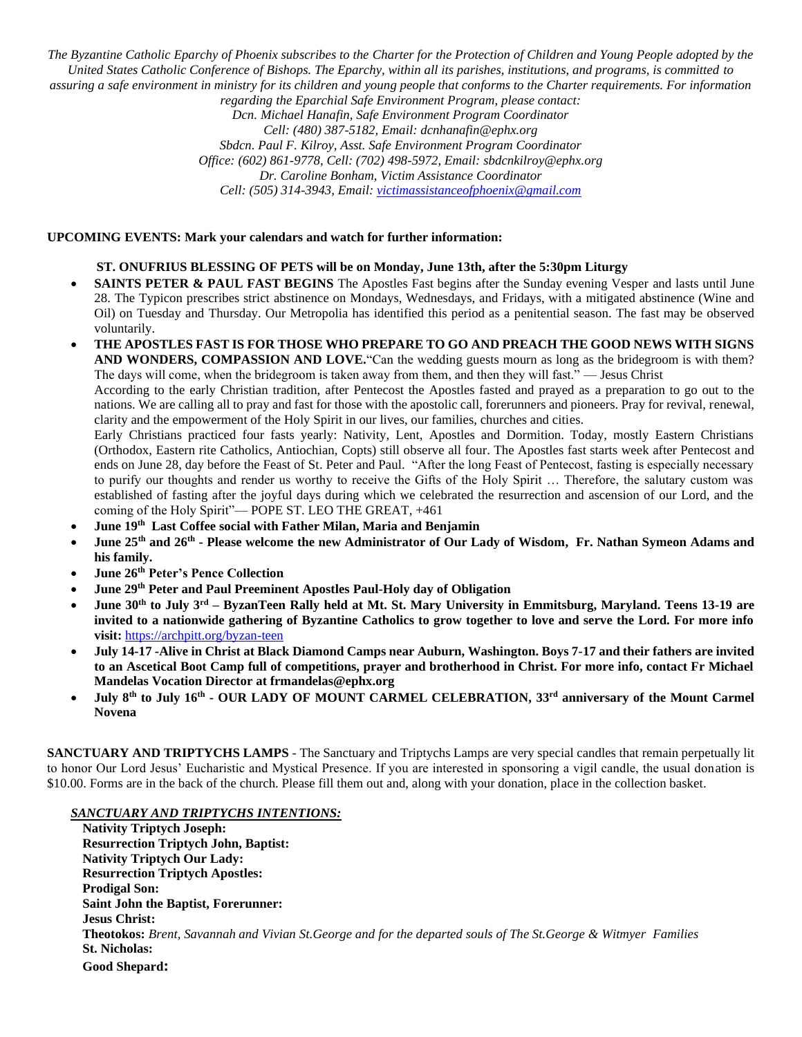*The Byzantine Catholic Eparchy of Phoenix subscribes to the Charter for the Protection of Children and Young People adopted by the United States Catholic Conference of Bishops. The Eparchy, within all its parishes, institutions, and programs, is committed to assuring a safe environment in ministry for its children and young people that conforms to the Charter requirements. For information regarding the Eparchial Safe Environment Program, please contact:*
*Dcn. Michael Hanafin, Safe Environment Program Coordinator*
*Cell: (480) 387-5182, Email: dcnhanafin@ephx.org*
*Sbdcn. Paul F. Kilroy, Asst. Safe Environment Program Coordinator*
*Office: (602) 861-9778, Cell: (702) 498-5972, Email: sbdcnkilroy@ephx.org*
*Dr. Caroline Bonham, Victim Assistance Coordinator*
*Cell: (505) 314-3943, Email: victimassistanceofphoenix@gmail.com*

**UPCOMING EVENTS: Mark your calendars and watch for further information:**

**ST. ONUFRIUS BLESSING OF PETS will be on Monday, June 13th, after the 5:30pm Liturgy**

- **SAINTS PETER & PAUL FAST BEGINS** The Apostles Fast begins after the Sunday evening Vesper and lasts until June 28. The Typicon prescribes strict abstinence on Mondays, Wednesdays, and Fridays, with a mitigated abstinence (Wine and Oil) on Tuesday and Thursday. Our Metropolia has identified this period as a penitential season. The fast may be observed voluntarily.
- **THE APOSTLES FAST IS FOR THOSE WHO PREPARE TO GO AND PREACH THE GOOD NEWS WITH SIGNS AND WONDERS, COMPASSION AND LOVE.**"Can the wedding guests mourn as long as the bridegroom is with them? The days will come, when the bridegroom is taken away from them, and then they will fast." — Jesus Christ
  According to the early Christian tradition, after Pentecost the Apostles fasted and prayed as a preparation to go out to the nations. We are calling all to pray and fast for those with the apostolic call, forerunners and pioneers. Pray for revival, renewal, clarity and the empowerment of the Holy Spirit in our lives, our families, churches and cities.
  Early Christians practiced four fasts yearly: Nativity, Lent, Apostles and Dormition. Today, mostly Eastern Christians (Orthodox, Eastern rite Catholics, Antiochian, Copts) still observe all four. The Apostles fast starts week after Pentecost and ends on June 28, day before the Feast of St. Peter and Paul. "After the long Feast of Pentecost, fasting is especially necessary to purify our thoughts and render us worthy to receive the Gifts of the Holy Spirit … Therefore, the salutary custom was established of fasting after the joyful days during which we celebrated the resurrection and ascension of our Lord, and the coming of the Holy Spirit"— POPE ST. LEO THE GREAT, +461
- **June 19th Last Coffee social with Father Milan, Maria and Benjamin**
- **June 25th and 26th - Please welcome the new Administrator of Our Lady of Wisdom, Fr. Nathan Symeon Adams and his family.**
- **June 26th Peter's Pence Collection**
- **June 29th Peter and Paul Preeminent Apostles Paul-Holy day of Obligation**
- **June 30th to July 3rd – ByzanTeen Rally held at Mt. St. Mary University in Emmitsburg, Maryland. Teens 13-19 are invited to a nationwide gathering of Byzantine Catholics to grow together to love and serve the Lord. For more info visit:** https://archpitt.org/byzan-teen
- **July 14-17 -Alive in Christ at Black Diamond Camps near Auburn, Washington. Boys 7-17 and their fathers are invited to an Ascetical Boot Camp full of competitions, prayer and brotherhood in Christ. For more info, contact Fr Michael Mandelas Vocation Director at frmandelas@ephx.org**
- **July 8th to July 16th - OUR LADY OF MOUNT CARMEL CELEBRATION, 33rd anniversary of the Mount Carmel Novena**

**SANCTUARY AND TRIPTYCHS LAMPS** - The Sanctuary and Triptychs Lamps are very special candles that remain perpetually lit to honor Our Lord Jesus' Eucharistic and Mystical Presence. If you are interested in sponsoring a vigil candle, the usual donation is $10.00. Forms are in the back of the church. Please fill them out and, along with your donation, place in the collection basket.

***SANCTUARY AND TRIPTYCHS INTENTIONS:***

**Nativity Triptych Joseph:**
**Resurrection Triptych John, Baptist:**
**Nativity Triptych Our Lady:**
**Resurrection Triptych Apostles:**
**Prodigal Son:**
**Saint John the Baptist, Forerunner:**
**Jesus Christ:**
**Theotokos:** *Brent, Savannah and Vivian St.George and for the departed souls of The St.George & Witmyer Families*
**St. Nicholas:**
**Good Shepard:**